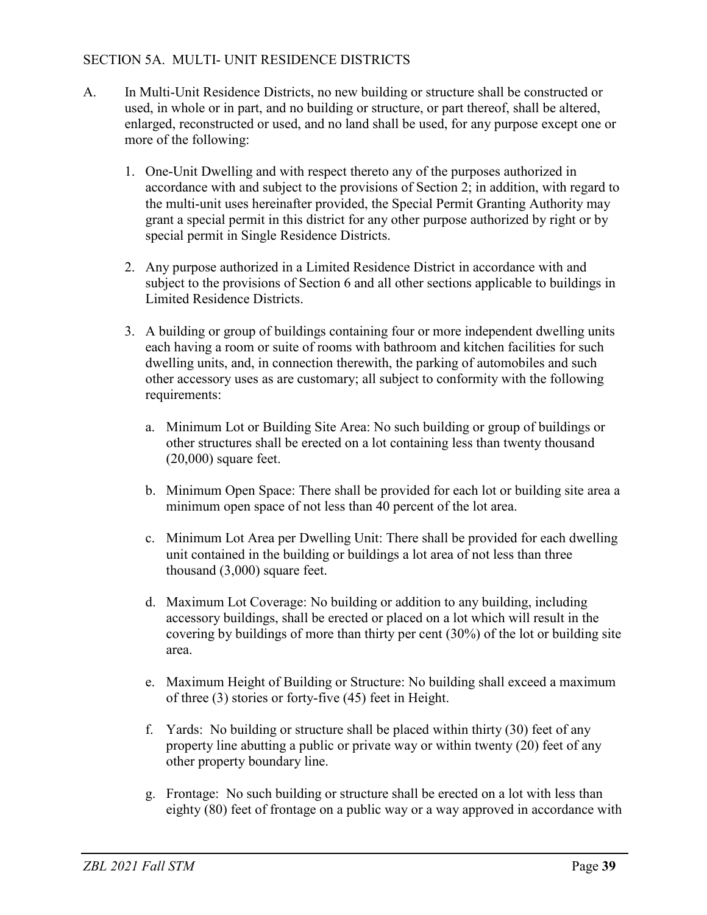## SECTION 5A. MULTI- UNIT RESIDENCE DISTRICTS

A. In Multi-Unit Residence Districts, no new building or structure shall be constructed or used, in whole or in part, and no building or structure, or part thereof, shall be altered, enlarged, reconstructed or used, and no land shall be used, for any purpose except one or more of the following:

1. One-Unit Dwelling and with respect thereto any of the purposes authorized in accordance with and subject to the provisions of Section 2; in addition, with regard to the multi-unit uses hereinafter provided, the Special Permit Granting Authority may grant a special permit in this district for any other purpose authorized by right or by special permit in Single Residence Districts.

2. Any purpose authorized in a Limited Residence District in accordance with and subject to the provisions of Section 6 and all other sections applicable to buildings in Limited Residence Districts.

3. A building or group of buildings containing four or more independent dwelling units each having a room or suite of rooms with bathroom and kitchen facilities for such dwelling units, and, in connection therewith, the parking of automobiles and such other accessory uses as are customary; all subject to conformity with the following requirements:

   a. Minimum Lot or Building Site Area: No such building or group of buildings or other structures shall be erected on a lot containing less than twenty thousand (20,000) square feet.

   b. Minimum Open Space: There shall be provided for each lot or building site area a minimum open space of not less than 40 percent of the lot area.

   c. Minimum Lot Area per Dwelling Unit: There shall be provided for each dwelling unit contained in the building or buildings a lot area of not less than three thousand (3,000) square feet.

   d. Maximum Lot Coverage: No building or addition to any building, including accessory buildings, shall be erected or placed on a lot which will result in the covering by buildings of more than thirty per cent (30%) of the lot or building site area.

   e. Maximum Height of Building or Structure: No building shall exceed a maximum of three (3) stories or forty-five (45) feet in Height.

   f. Yards: No building or structure shall be placed within thirty (30) feet of any property line abutting a public or private way or within twenty (20) feet of any other property boundary line.

   g. Frontage: No such building or structure shall be erected on a lot with less than eighty (80) feet of frontage on a public way or a way approved in accordance with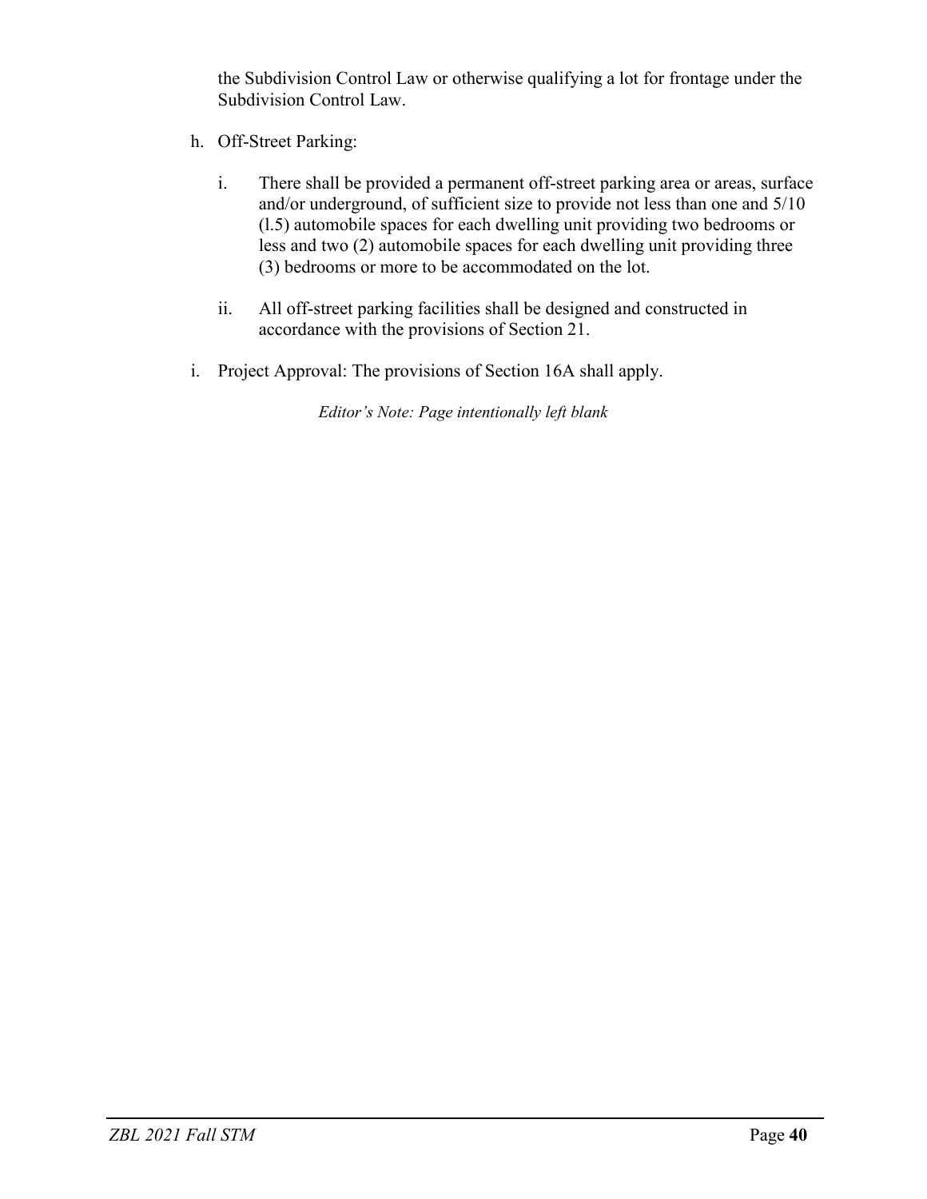the Subdivision Control Law or otherwise qualifying a lot for frontage under the Subdivision Control Law.

h. Off-Street Parking:

   i. There shall be provided a permanent off-street parking area or areas, surface and/or underground, of sufficient size to provide not less than one and 5/10 (l.5) automobile spaces for each dwelling unit providing two bedrooms or less and two (2) automobile spaces for each dwelling unit providing three (3) bedrooms or more to be accommodated on the lot.

   ii. All off-street parking facilities shall be designed and constructed in accordance with the provisions of Section 21.

i. Project Approval: The provisions of Section 16A shall apply.

*Editor's Note: Page intentionally left blank*